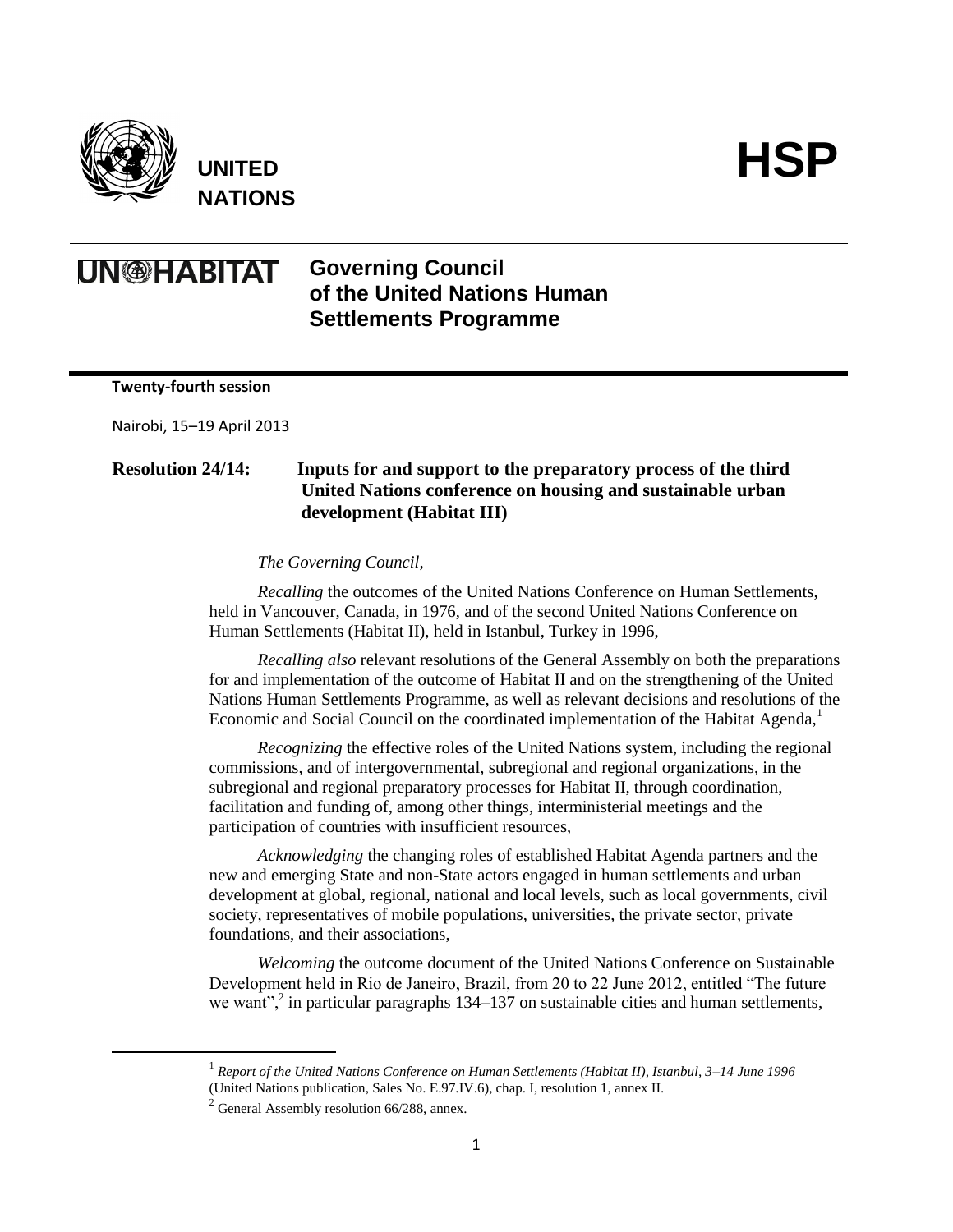**UNITED NATIONS**

# HSP

**UN-HABITAT**

## Governing Council of the United Nations Human Settlements Programme

**Twenty-fourth session**

Nairobi, 15–19 April 2013

### Resolution 24/14: Inputs for and support to the preparatory process of the third United Nations conference on housing and sustainable urban development (Habitat III)

*The Governing Council,*

*Recalling* the outcomes of the United Nations Conference on Human Settlements, held in Vancouver, Canada, in 1976, and of the second United Nations Conference on Human Settlements (Habitat II), held in Istanbul, Turkey in 1996,

*Recalling also* relevant resolutions of the General Assembly on both the preparations for and implementation of the outcome of Habitat II and on the strengthening of the United Nations Human Settlements Programme, as well as relevant decisions and resolutions of the Economic and Social Council on the coordinated implementation of the Habitat Agenda,[1]

*Recognizing* the effective roles of the United Nations system, including the regional commissions, and of intergovernmental, subregional and regional organizations, in the subregional and regional preparatory processes for Habitat II, through coordination, facilitation and funding of, among other things, interministerial meetings and the participation of countries with insufficient resources,

*Acknowledging* the changing roles of established Habitat Agenda partners and the new and emerging State and non-State actors engaged in human settlements and urban development at global, regional, national and local levels, such as local governments, civil society, representatives of mobile populations, universities, the private sector, private foundations, and their associations,

*Welcoming* the outcome document of the United Nations Conference on Sustainable Development held in Rio de Janeiro, Brazil, from 20 to 22 June 2012, entitled "The future we want",[2] in particular paragraphs 134–137 on sustainable cities and human settlements,

---

[1] *Report of the United Nations Conference on Human Settlements (Habitat II), Istanbul, 3–14 June 1996* (United Nations publication, Sales No. E.97.IV.6), chap. I, resolution 1, annex II.

[2] General Assembly resolution 66/288, annex.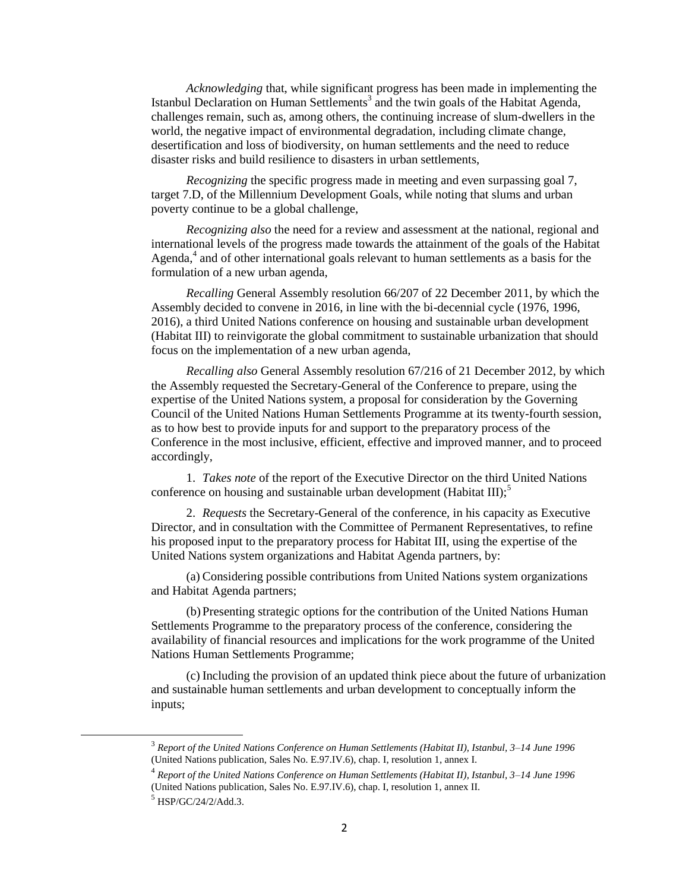*Acknowledging* that, while significant progress has been made in implementing the Istanbul Declaration on Human Settlements[3] and the twin goals of the Habitat Agenda, challenges remain, such as, among others, the continuing increase of slum-dwellers in the world, the negative impact of environmental degradation, including climate change, desertification and loss of biodiversity, on human settlements and the need to reduce disaster risks and build resilience to disasters in urban settlements,

*Recognizing* the specific progress made in meeting and even surpassing goal 7, target 7.D, of the Millennium Development Goals, while noting that slums and urban poverty continue to be a global challenge,

*Recognizing also* the need for a review and assessment at the national, regional and international levels of the progress made towards the attainment of the goals of the Habitat Agenda,[4] and of other international goals relevant to human settlements as a basis for the formulation of a new urban agenda,

*Recalling* General Assembly resolution 66/207 of 22 December 2011, by which the Assembly decided to convene in 2016, in line with the bi-decennial cycle (1976, 1996, 2016), a third United Nations conference on housing and sustainable urban development (Habitat III) to reinvigorate the global commitment to sustainable urbanization that should focus on the implementation of a new urban agenda,

*Recalling also* General Assembly resolution 67/216 of 21 December 2012, by which the Assembly requested the Secretary-General of the Conference to prepare, using the expertise of the United Nations system, a proposal for consideration by the Governing Council of the United Nations Human Settlements Programme at its twenty-fourth session, as to how best to provide inputs for and support to the preparatory process of the Conference in the most inclusive, efficient, effective and improved manner, and to proceed accordingly,

1. *Takes note* of the report of the Executive Director on the third United Nations conference on housing and sustainable urban development (Habitat III);[5]

2. *Requests* the Secretary-General of the conference, in his capacity as Executive Director, and in consultation with the Committee of Permanent Representatives, to refine his proposed input to the preparatory process for Habitat III, using the expertise of the United Nations system organizations and Habitat Agenda partners, by:

(a) Considering possible contributions from United Nations system organizations and Habitat Agenda partners;

(b) Presenting strategic options for the contribution of the United Nations Human Settlements Programme to the preparatory process of the conference, considering the availability of financial resources and implications for the work programme of the United Nations Human Settlements Programme;

(c) Including the provision of an updated think piece about the future of urbanization and sustainable human settlements and urban development to conceptually inform the inputs;

---

[3] *Report of the United Nations Conference on Human Settlements (Habitat II), Istanbul, 3–14 June 1996* (United Nations publication, Sales No. E.97.IV.6), chap. I, resolution 1, annex I.

[4] *Report of the United Nations Conference on Human Settlements (Habitat II), Istanbul, 3–14 June 1996* (United Nations publication, Sales No. E.97.IV.6), chap. I, resolution 1, annex II.

[5] HSP/GC/24/2/Add.3.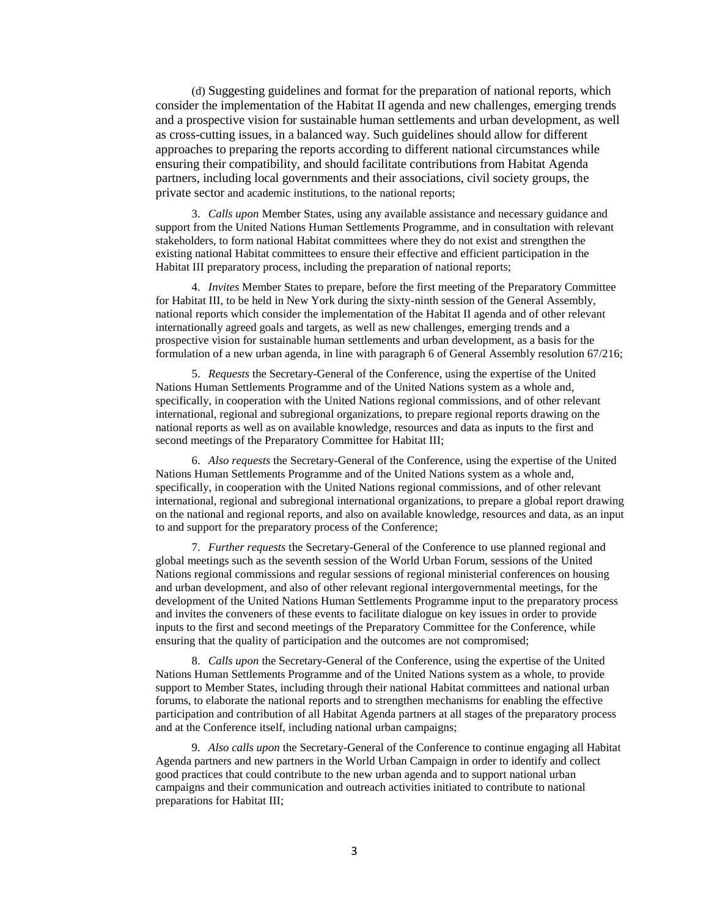(d) Suggesting guidelines and format for the preparation of national reports, which consider the implementation of the Habitat II agenda and new challenges, emerging trends and a prospective vision for sustainable human settlements and urban development, as well as cross-cutting issues, in a balanced way. Such guidelines should allow for different approaches to preparing the reports according to different national circumstances while ensuring their compatibility, and should facilitate contributions from Habitat Agenda partners, including local governments and their associations, civil society groups, the private sector and academic institutions, to the national reports;

3. *Calls upon* Member States, using any available assistance and necessary guidance and support from the United Nations Human Settlements Programme, and in consultation with relevant stakeholders, to form national Habitat committees where they do not exist and strengthen the existing national Habitat committees to ensure their effective and efficient participation in the Habitat III preparatory process, including the preparation of national reports;

4. *Invites* Member States to prepare, before the first meeting of the Preparatory Committee for Habitat III, to be held in New York during the sixty-ninth session of the General Assembly, national reports which consider the implementation of the Habitat II agenda and of other relevant internationally agreed goals and targets, as well as new challenges, emerging trends and a prospective vision for sustainable human settlements and urban development, as a basis for the formulation of a new urban agenda, in line with paragraph 6 of General Assembly resolution 67/216;

5. *Requests* the Secretary-General of the Conference, using the expertise of the United Nations Human Settlements Programme and of the United Nations system as a whole and, specifically, in cooperation with the United Nations regional commissions, and of other relevant international, regional and subregional organizations, to prepare regional reports drawing on the national reports as well as on available knowledge, resources and data as inputs to the first and second meetings of the Preparatory Committee for Habitat III;

6. *Also requests* the Secretary-General of the Conference, using the expertise of the United Nations Human Settlements Programme and of the United Nations system as a whole and, specifically, in cooperation with the United Nations regional commissions, and of other relevant international, regional and subregional international organizations, to prepare a global report drawing on the national and regional reports, and also on available knowledge, resources and data, as an input to and support for the preparatory process of the Conference;

7. *Further requests* the Secretary-General of the Conference to use planned regional and global meetings such as the seventh session of the World Urban Forum, sessions of the United Nations regional commissions and regular sessions of regional ministerial conferences on housing and urban development, and also of other relevant regional intergovernmental meetings, for the development of the United Nations Human Settlements Programme input to the preparatory process and invites the conveners of these events to facilitate dialogue on key issues in order to provide inputs to the first and second meetings of the Preparatory Committee for the Conference, while ensuring that the quality of participation and the outcomes are not compromised;

8. *Calls upon* the Secretary-General of the Conference, using the expertise of the United Nations Human Settlements Programme and of the United Nations system as a whole, to provide support to Member States, including through their national Habitat committees and national urban forums, to elaborate the national reports and to strengthen mechanisms for enabling the effective participation and contribution of all Habitat Agenda partners at all stages of the preparatory process and at the Conference itself, including national urban campaigns;

9. *Also calls upon* the Secretary-General of the Conference to continue engaging all Habitat Agenda partners and new partners in the World Urban Campaign in order to identify and collect good practices that could contribute to the new urban agenda and to support national urban campaigns and their communication and outreach activities initiated to contribute to national preparations for Habitat III;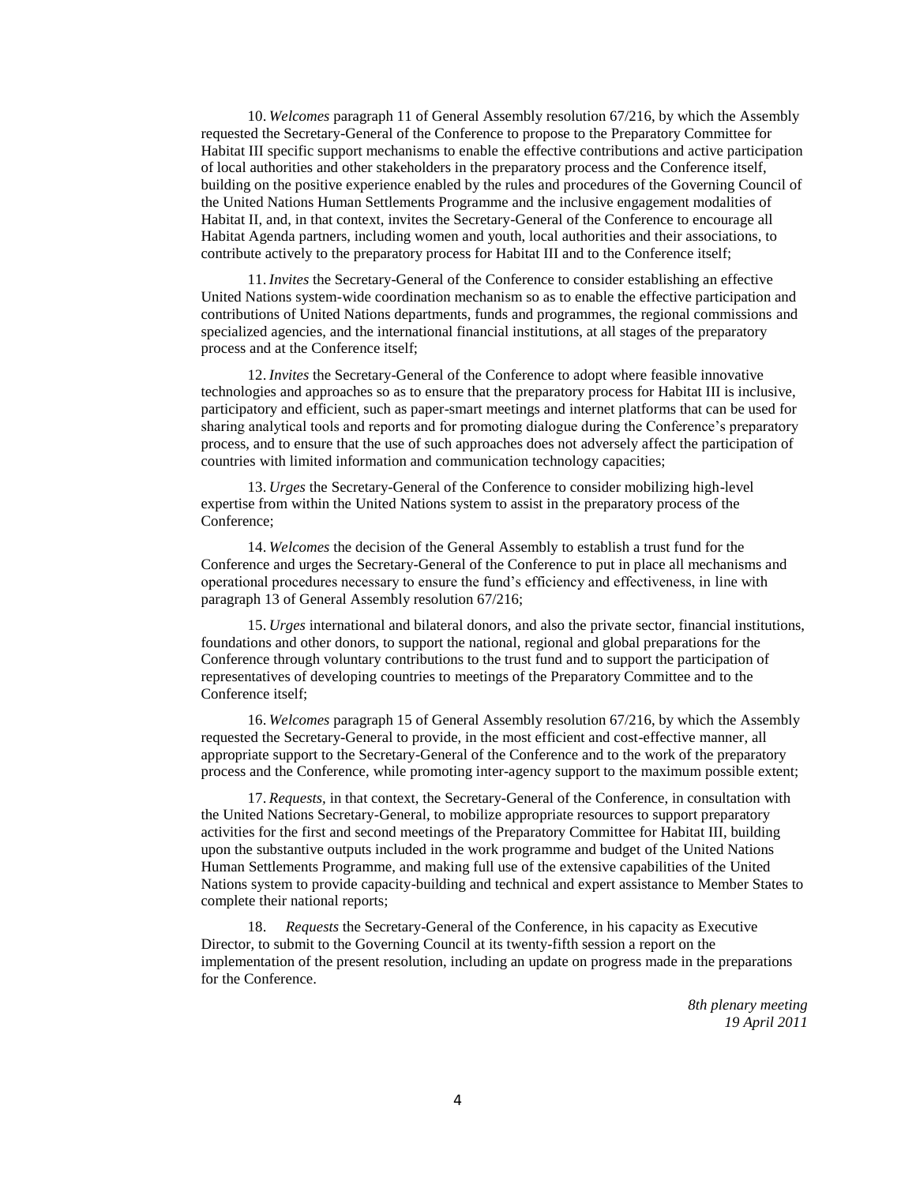10. *Welcomes* paragraph 11 of General Assembly resolution 67/216, by which the Assembly requested the Secretary-General of the Conference to propose to the Preparatory Committee for Habitat III specific support mechanisms to enable the effective contributions and active participation of local authorities and other stakeholders in the preparatory process and the Conference itself, building on the positive experience enabled by the rules and procedures of the Governing Council of the United Nations Human Settlements Programme and the inclusive engagement modalities of Habitat II, and, in that context, invites the Secretary-General of the Conference to encourage all Habitat Agenda partners, including women and youth, local authorities and their associations, to contribute actively to the preparatory process for Habitat III and to the Conference itself;

11. *Invites* the Secretary-General of the Conference to consider establishing an effective United Nations system-wide coordination mechanism so as to enable the effective participation and contributions of United Nations departments, funds and programmes, the regional commissions and specialized agencies, and the international financial institutions, at all stages of the preparatory process and at the Conference itself;

12. *Invites* the Secretary-General of the Conference to adopt where feasible innovative technologies and approaches so as to ensure that the preparatory process for Habitat III is inclusive, participatory and efficient, such as paper-smart meetings and internet platforms that can be used for sharing analytical tools and reports and for promoting dialogue during the Conference's preparatory process, and to ensure that the use of such approaches does not adversely affect the participation of countries with limited information and communication technology capacities;

13. *Urges* the Secretary-General of the Conference to consider mobilizing high-level expertise from within the United Nations system to assist in the preparatory process of the Conference;

14. *Welcomes* the decision of the General Assembly to establish a trust fund for the Conference and urges the Secretary-General of the Conference to put in place all mechanisms and operational procedures necessary to ensure the fund's efficiency and effectiveness, in line with paragraph 13 of General Assembly resolution 67/216;

15. *Urges* international and bilateral donors, and also the private sector, financial institutions, foundations and other donors, to support the national, regional and global preparations for the Conference through voluntary contributions to the trust fund and to support the participation of representatives of developing countries to meetings of the Preparatory Committee and to the Conference itself;

16. *Welcomes* paragraph 15 of General Assembly resolution 67/216, by which the Assembly requested the Secretary-General to provide, in the most efficient and cost-effective manner, all appropriate support to the Secretary-General of the Conference and to the work of the preparatory process and the Conference, while promoting inter-agency support to the maximum possible extent;

17. *Requests*, in that context, the Secretary-General of the Conference, in consultation with the United Nations Secretary-General, to mobilize appropriate resources to support preparatory activities for the first and second meetings of the Preparatory Committee for Habitat III, building upon the substantive outputs included in the work programme and budget of the United Nations Human Settlements Programme, and making full use of the extensive capabilities of the United Nations system to provide capacity-building and technical and expert assistance to Member States to complete their national reports;

18. *Requests* the Secretary-General of the Conference, in his capacity as Executive Director, to submit to the Governing Council at its twenty-fifth session a report on the implementation of the present resolution, including an update on progress made in the preparations for the Conference.

*8th plenary meeting*
*19 April 2011*